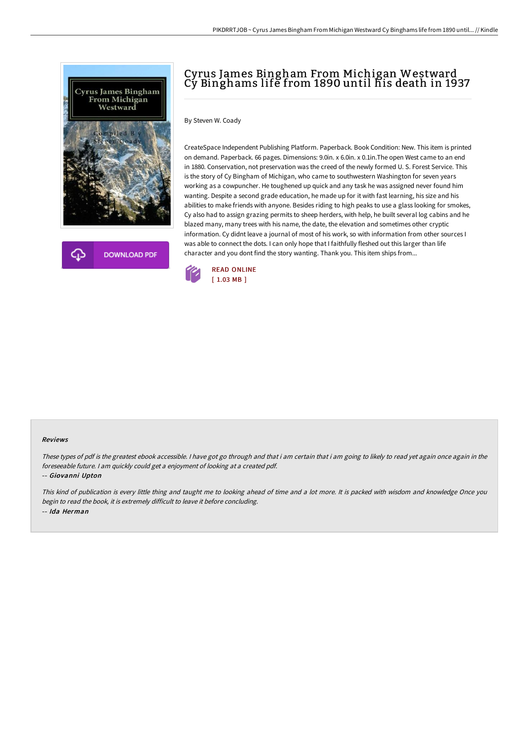# Cyrus James Bingham From Michigan Westward Cy Binghams life from 1890 until his death in 1937

By Steven W. Coady

CreateSpace Independent Publishing Platform. Paperback. Book Condition: New. This item is printed on demand. Paperback. 66 pages. Dimensions: 9.0in. x 6.0in. x 0.1in.The open West came to an end in 1880. Conservation, not preservation was the creed of the newly formed U. S. Forest Service. This is the story of Cy Bingham of Michigan, who came to southwestern Washington for seven years working as a cowpuncher. He toughened up quick and any task he was assigned never found him wanting. Despite a second grade education, he made up for it with fast learning, his size and his abilities to make friends with anyone. Besides riding to high peaks to use a glass looking for smokes, Cy also had to assign grazing permits to sheep herders, with help, he built several log cabins and he blazed many, many trees with his name, the date, the elevation and sometimes other cryptic information. Cy didnt leave a journal of most of his work, so with information from other sources I was able to connect the dots. I can only hope that I faithfully fleshed out this larger than life character and you dont find the story wanting. Thank you. This item ships from...

DOWNLOAD PDF

READ ONLINE
[ 1.03 MB ]

### Reviews

*These types of pdf is the greatest ebook accessible. I have got go through and that i am certain that i am going to likely to read yet again once again in the foreseeable future. I am quickly could get a enjoyment of looking at a created pdf.*

-- *Giovanni Upton*

*This kind of publication is every little thing and taught me to looking ahead of time and a lot more. It is packed with wisdom and knowledge Once you begin to read the book, it is extremely difficult to leave it before concluding.*

-- *Ida Herman*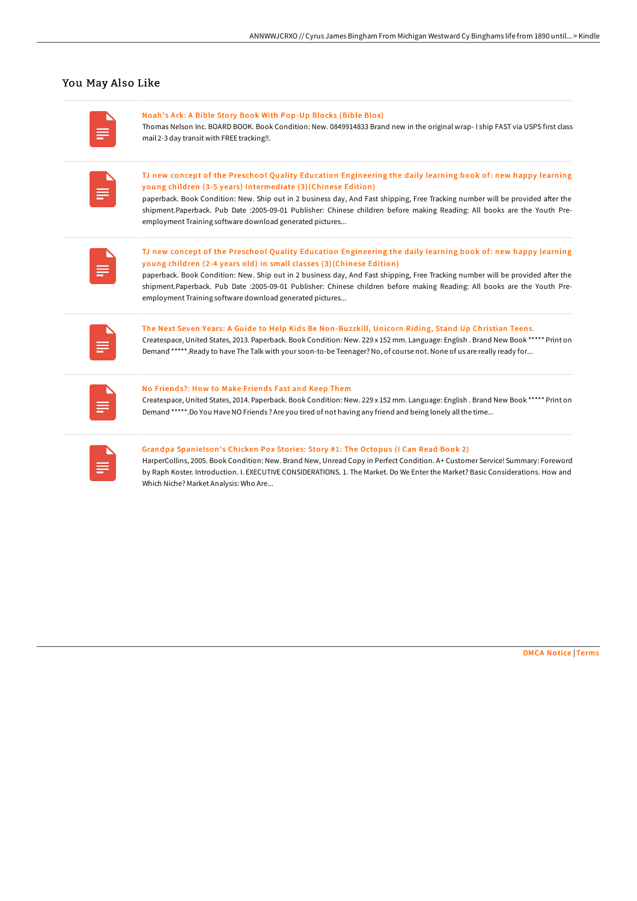## You May Also Like

**Noah's Ark: A Bible Story Book With Pop-Up Blocks (Bible Blox)**

Thomas Nelson Inc. BOARD BOOK. Book Condition: New. 0849914833 Brand new in the original wrap- I ship FAST via USPS first class mail 2-3 day transit with FREE tracking!!.

**TJ new concept of the Preschool Quality Education Engineering the daily learning book of: new happy learning young children (3-5 years) Intermediate (3)(Chinese Edition)**

paperback. Book Condition: New. Ship out in 2 business day, And Fast shipping, Free Tracking number will be provided after the shipment.Paperback. Pub Date :2005-09-01 Publisher: Chinese children before making Reading: All books are the Youth Pre-employment Training software download generated pictures...

**TJ new concept of the Preschool Quality Education Engineering the daily learning book of: new happy learning young children (2-4 years old) in small classes (3)(Chinese Edition)**

paperback. Book Condition: New. Ship out in 2 business day, And Fast shipping, Free Tracking number will be provided after the shipment.Paperback. Pub Date :2005-09-01 Publisher: Chinese children before making Reading: All books are the Youth Pre-employment Training software download generated pictures...

**The Next Seven Years: A Guide to Help Kids Be Non-Buzzkill, Unicorn Riding, Stand Up Christian Teens.**

Createspace, United States, 2013. Paperback. Book Condition: New. 229 x 152 mm. Language: English . Brand New Book ***** Print on Demand *****.Ready to have The Talk with your soon-to-be Teenager? No, of course not. None of us are really ready for...

**No Friends?: How to Make Friends Fast and Keep Them**

Createspace, United States, 2014. Paperback. Book Condition: New. 229 x 152 mm. Language: English . Brand New Book ***** Print on Demand *****.Do You Have NO Friends ? Are you tired of not having any friend and being lonely all the time...

**Grandpa Spanielson's Chicken Pox Stories: Story #1: The Octopus (I Can Read Book 2)**

HarperCollins, 2005. Book Condition: New. Brand New, Unread Copy in Perfect Condition. A+ Customer Service! Summary: Foreword by Raph Koster. Introduction. I. EXECUTIVE CONSIDERATIONS. 1. The Market. Do We Enter the Market? Basic Considerations. How and Which Niche? Market Analysis: Who Are...